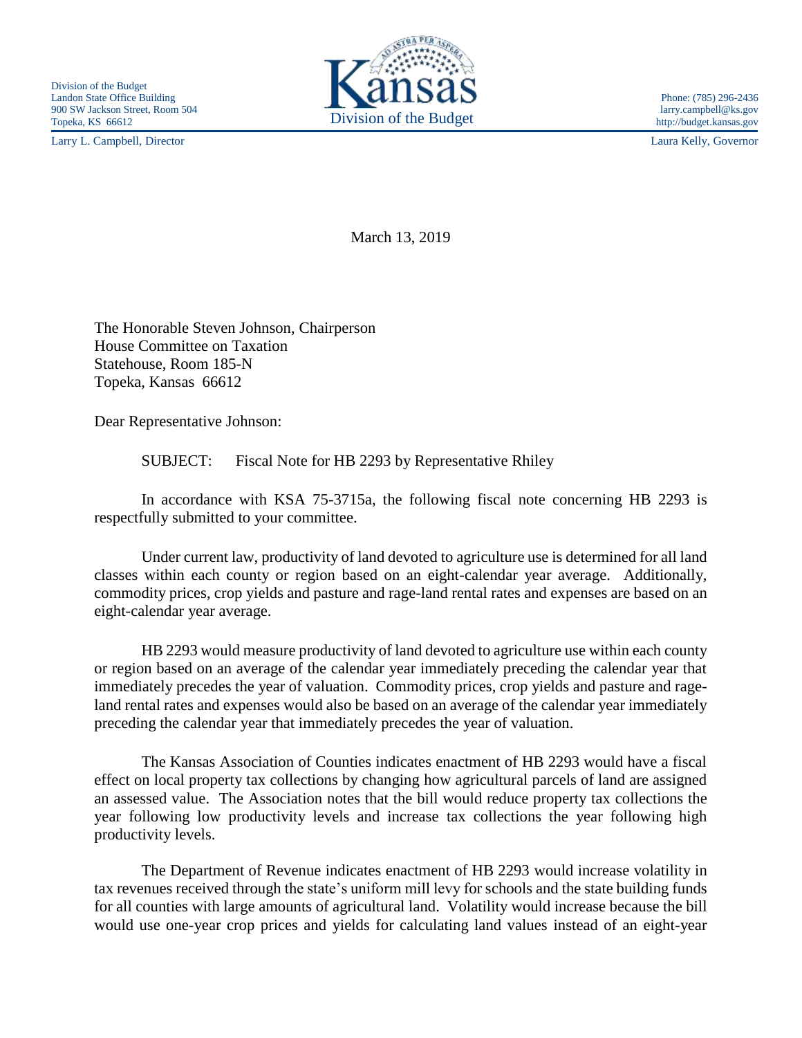Division of the Budget
Landon State Office Building
900 SW Jackson Street, Room 504
Topeka, KS 66612

Larry L. Campbell, Director

Kansas
Division of the Budget

Phone: (785) 296-2436
larry.campbell@ks.gov
http://budget.kansas.gov

Laura Kelly, Governor

March 13, 2019

The Honorable Steven Johnson, Chairperson
House Committee on Taxation
Statehouse, Room 185-N
Topeka, Kansas 66612

Dear Representative Johnson:

SUBJECT: Fiscal Note for HB 2293 by Representative Rhiley

In accordance with KSA 75-3715a, the following fiscal note concerning HB 2293 is respectfully submitted to your committee.

Under current law, productivity of land devoted to agriculture use is determined for all land classes within each county or region based on an eight-calendar year average. Additionally, commodity prices, crop yields and pasture and rage-land rental rates and expenses are based on an eight-calendar year average.

HB 2293 would measure productivity of land devoted to agriculture use within each county or region based on an average of the calendar year immediately preceding the calendar year that immediately precedes the year of valuation. Commodity prices, crop yields and pasture and rage-land rental rates and expenses would also be based on an average of the calendar year immediately preceding the calendar year that immediately precedes the year of valuation.

The Kansas Association of Counties indicates enactment of HB 2293 would have a fiscal effect on local property tax collections by changing how agricultural parcels of land are assigned an assessed value. The Association notes that the bill would reduce property tax collections the year following low productivity levels and increase tax collections the year following high productivity levels.

The Department of Revenue indicates enactment of HB 2293 would increase volatility in tax revenues received through the state's uniform mill levy for schools and the state building funds for all counties with large amounts of agricultural land. Volatility would increase because the bill would use one-year crop prices and yields for calculating land values instead of an eight-year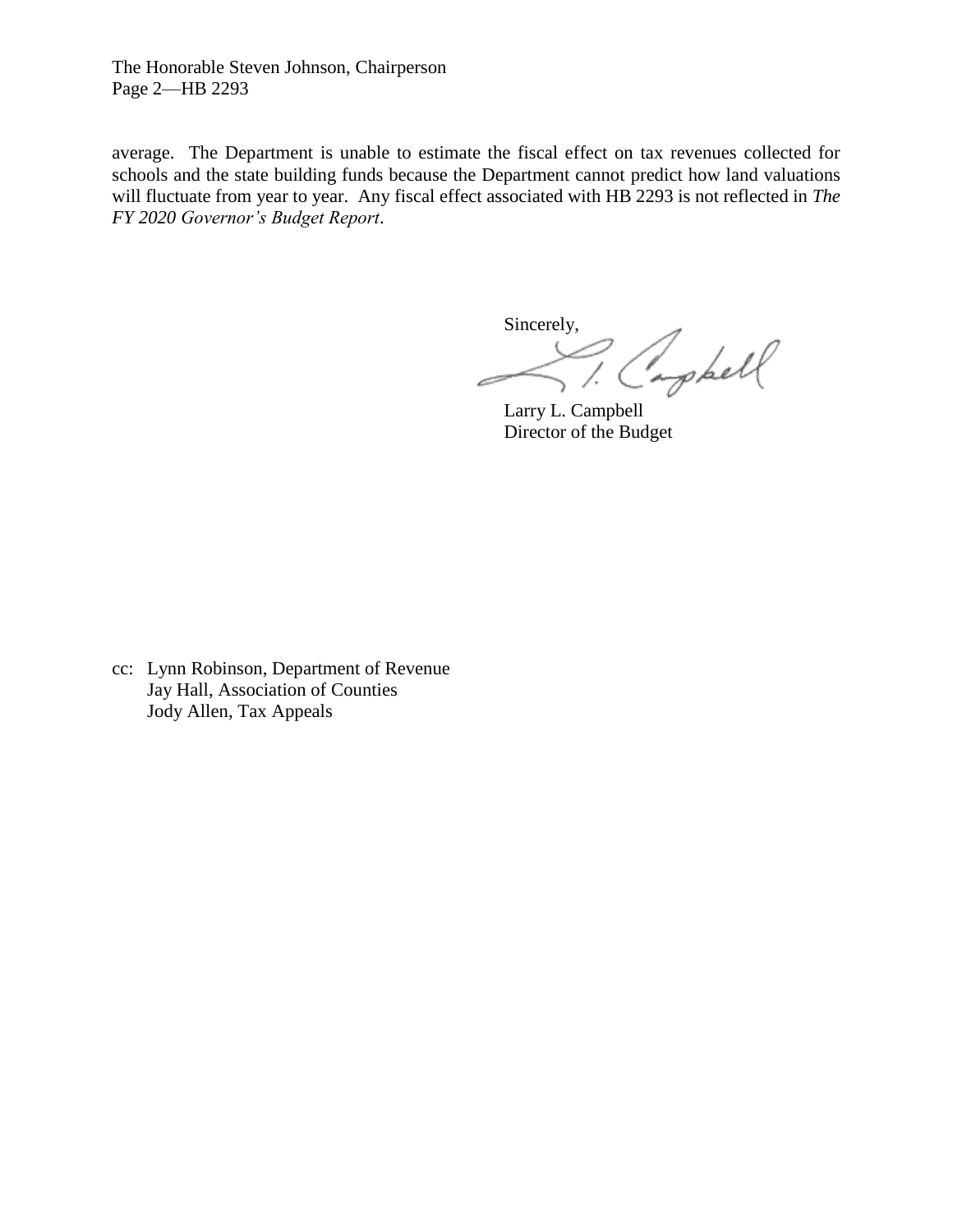average. The Department is unable to estimate the fiscal effect on tax revenues collected for schools and the state building funds because the Department cannot predict how land valuations will fluctuate from year to year. Any fiscal effect associated with HB 2293 is not reflected in *The FY 2020 Governor's Budget Report*.

Sincerely,

Larry L. Campbell
Director of the Budget

cc: Lynn Robinson, Department of Revenue
Jay Hall, Association of Counties
Jody Allen, Tax Appeals